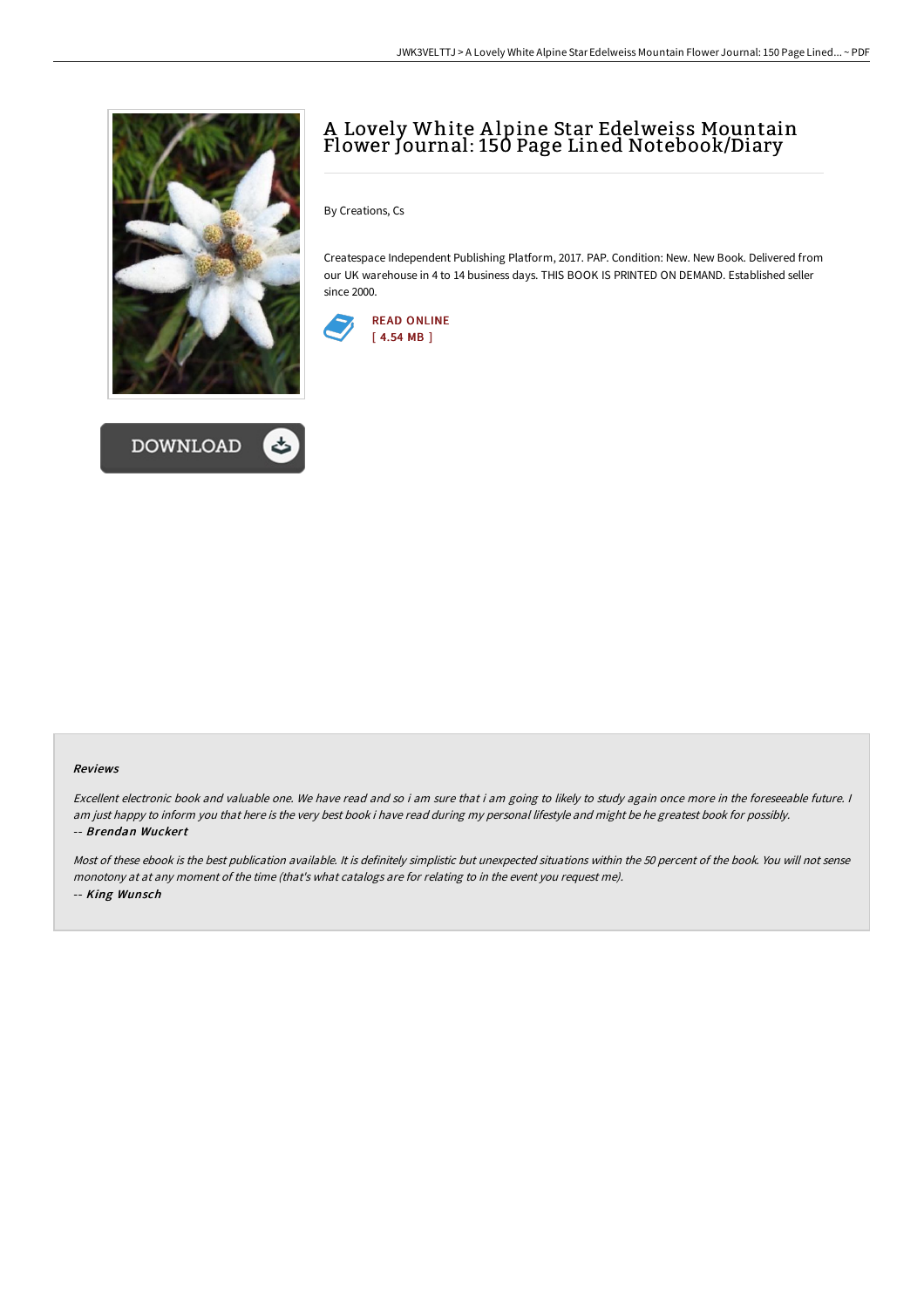# A Lovely White Alpine Star Edelweiss Mountain Flower Journal: 150 Page Lined Notebook/Diary

By Creations, Cs

Createspace Independent Publishing Platform, 2017. PAP. Condition: New. New Book. Delivered from our UK warehouse in 4 to 14 business days. THIS BOOK IS PRINTED ON DEMAND. Established seller since 2000.

READ ONLINE
[ 4.54 MB ]

DOWNLOAD

### Reviews

*Excellent electronic book and valuable one. We have read and so i am sure that i am going to likely to study again once more in the foreseeable future. I am just happy to inform you that here is the very best book i have read during my personal lifestyle and might be he greatest book for possibly.*
-- ***Brendan Wuckert***

*Most of these ebook is the best publication available. It is definitely simplistic but unexpected situations within the 50 percent of the book. You will not sense monotony at at any moment of the time (that's what catalogs are for relating to in the event you request me).*
-- ***King Wunsch***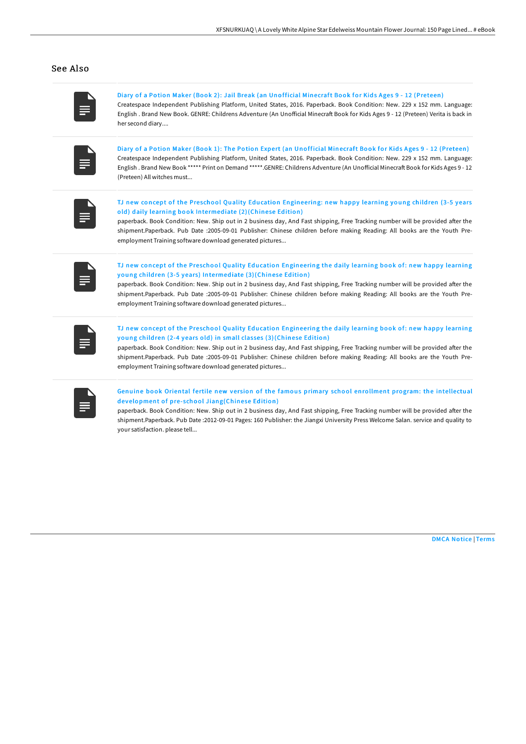## See Also

**Diary of a Potion Maker (Book 2): Jail Break (an Unofficial Minecraft Book for Kids Ages 9 - 12 (Preteen)**

Createspace Independent Publishing Platform, United States, 2016. Paperback. Book Condition: New. 229 x 152 mm. Language: English . Brand New Book. GENRE: Childrens Adventure (An Unofficial Minecraft Book for Kids Ages 9 - 12 (Preteen) Verita is back in her second diary....

**Diary of a Potion Maker (Book 1): The Potion Expert (an Unofficial Minecraft Book for Kids Ages 9 - 12 (Preteen)**

Createspace Independent Publishing Platform, United States, 2016. Paperback. Book Condition: New. 229 x 152 mm. Language: English . Brand New Book ***** Print on Demand *****.GENRE: Childrens Adventure (An Unofficial Minecraft Book for Kids Ages 9 - 12 (Preteen) All witches must...

**TJ new concept of the Preschool Quality Education Engineering: new happy learning young children (3-5 years old) daily learning book Intermediate (2)(Chinese Edition)**

paperback. Book Condition: New. Ship out in 2 business day, And Fast shipping, Free Tracking number will be provided after the shipment.Paperback. Pub Date :2005-09-01 Publisher: Chinese children before making Reading: All books are the Youth Pre-employment Training software download generated pictures...

**TJ new concept of the Preschool Quality Education Engineering the daily learning book of: new happy learning young children (3-5 years) Intermediate (3)(Chinese Edition)**

paperback. Book Condition: New. Ship out in 2 business day, And Fast shipping, Free Tracking number will be provided after the shipment.Paperback. Pub Date :2005-09-01 Publisher: Chinese children before making Reading: All books are the Youth Pre-employment Training software download generated pictures...

**TJ new concept of the Preschool Quality Education Engineering the daily learning book of: new happy learning young children (2-4 years old) in small classes (3)(Chinese Edition)**

paperback. Book Condition: New. Ship out in 2 business day, And Fast shipping, Free Tracking number will be provided after the shipment.Paperback. Pub Date :2005-09-01 Publisher: Chinese children before making Reading: All books are the Youth Pre-employment Training software download generated pictures...

**Genuine book Oriental fertile new version of the famous primary school enrollment program: the intellectual development of pre-school Jiang(Chinese Edition)**

paperback. Book Condition: New. Ship out in 2 business day, And Fast shipping, Free Tracking number will be provided after the shipment.Paperback. Pub Date :2012-09-01 Pages: 160 Publisher: the Jiangxi University Press Welcome Salan. service and quality to your satisfaction. please tell...